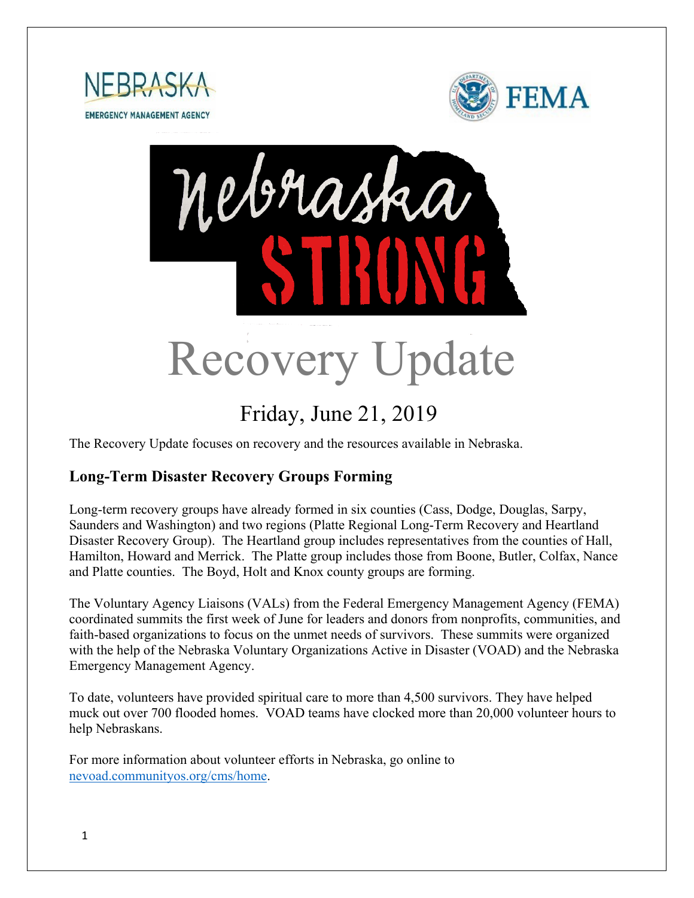# Recovery Update

## Friday, June 21, 2019

The Recovery Update focuses on recovery and the resources available in Nebraska.

### Long-Term Disaster Recovery Groups Forming

Long-term recovery groups have already formed in six counties (Cass, Dodge, Douglas, Sarpy, Saunders and Washington) and two regions (Platte Regional Long-Term Recovery and Heartland Disaster Recovery Group). The Heartland group includes representatives from the counties of Hall, Hamilton, Howard and Merrick. The Platte group includes those from Boone, Butler, Colfax, Nance and Platte counties. The Boyd, Holt and Knox county groups are forming.

The Voluntary Agency Liaisons (VALs) from the Federal Emergency Management Agency (FEMA) coordinated summits the first week of June for leaders and donors from nonprofits, communities, and faith-based organizations to focus on the unmet needs of survivors. These summits were organized with the help of the Nebraska Voluntary Organizations Active in Disaster (VOAD) and the Nebraska Emergency Management Agency.

To date, volunteers have provided spiritual care to more than 4,500 survivors. They have helped muck out over 700 flooded homes. VOAD teams have clocked more than 20,000 volunteer hours to help Nebraskans.

For more information about volunteer efforts in Nebraska, go online to [nevoad.communityos.org/cms/home](nevoad.communityos.org/cms/home).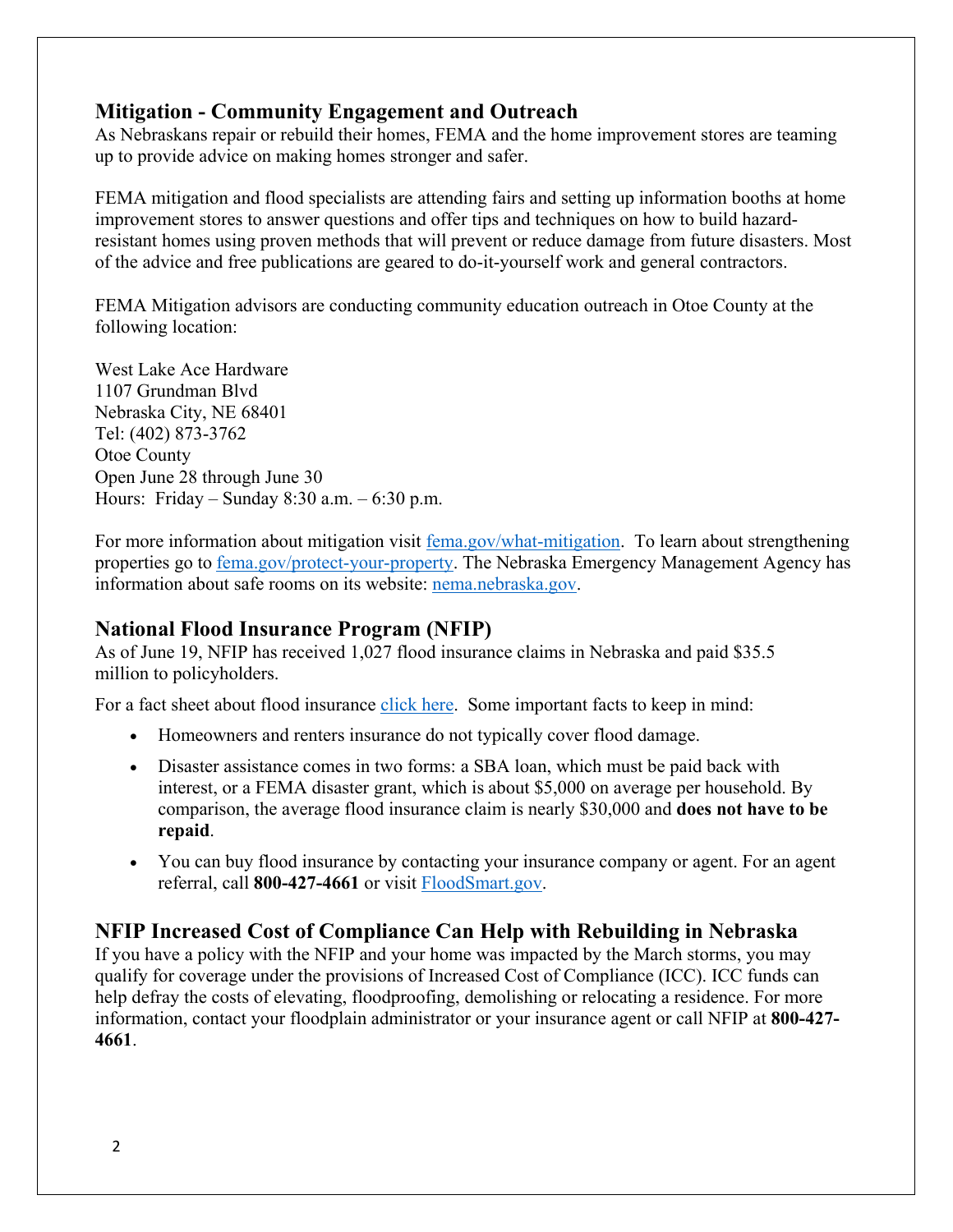## Mitigation - Community Engagement and Outreach

As Nebraskans repair or rebuild their homes, FEMA and the home improvement stores are teaming up to provide advice on making homes stronger and safer.

FEMA mitigation and flood specialists are attending fairs and setting up information booths at home improvement stores to answer questions and offer tips and techniques on how to build hazard-resistant homes using proven methods that will prevent or reduce damage from future disasters. Most of the advice and free publications are geared to do-it-yourself work and general contractors.

FEMA Mitigation advisors are conducting community education outreach in Otoe County at the following location:

West Lake Ace Hardware
1107 Grundman Blvd
Nebraska City, NE 68401
Tel: (402) 873-3762
Otoe County
Open June 28 through June 30
Hours: Friday – Sunday 8:30 a.m. – 6:30 p.m.

For more information about mitigation visit [fema.gov/what-mitigation](fema.gov/what-mitigation). To learn about strengthening properties go to [fema.gov/protect-your-property](fema.gov/protect-your-property). The Nebraska Emergency Management Agency has information about safe rooms on its website: [nema.nebraska.gov](nema.nebraska.gov).

## National Flood Insurance Program (NFIP)

As of June 19, NFIP has received 1,027 flood insurance claims in Nebraska and paid $35.5 million to policyholders.

For a fact sheet about flood insurance click here. Some important facts to keep in mind:

- Homeowners and renters insurance do not typically cover flood damage.
- Disaster assistance comes in two forms: a SBA loan, which must be paid back with interest, or a FEMA disaster grant, which is about $5,000 on average per household. By comparison, the average flood insurance claim is nearly $30,000 and **does not have to be repaid**.
- You can buy flood insurance by contacting your insurance company or agent. For an agent referral, call **800-427-4661** or visit [FloodSmart.gov](FloodSmart.gov).

## NFIP Increased Cost of Compliance Can Help with Rebuilding in Nebraska

If you have a policy with the NFIP and your home was impacted by the March storms, you may qualify for coverage under the provisions of Increased Cost of Compliance (ICC). ICC funds can help defray the costs of elevating, floodproofing, demolishing or relocating a residence. For more information, contact your floodplain administrator or your insurance agent or call NFIP at **800-427-4661**.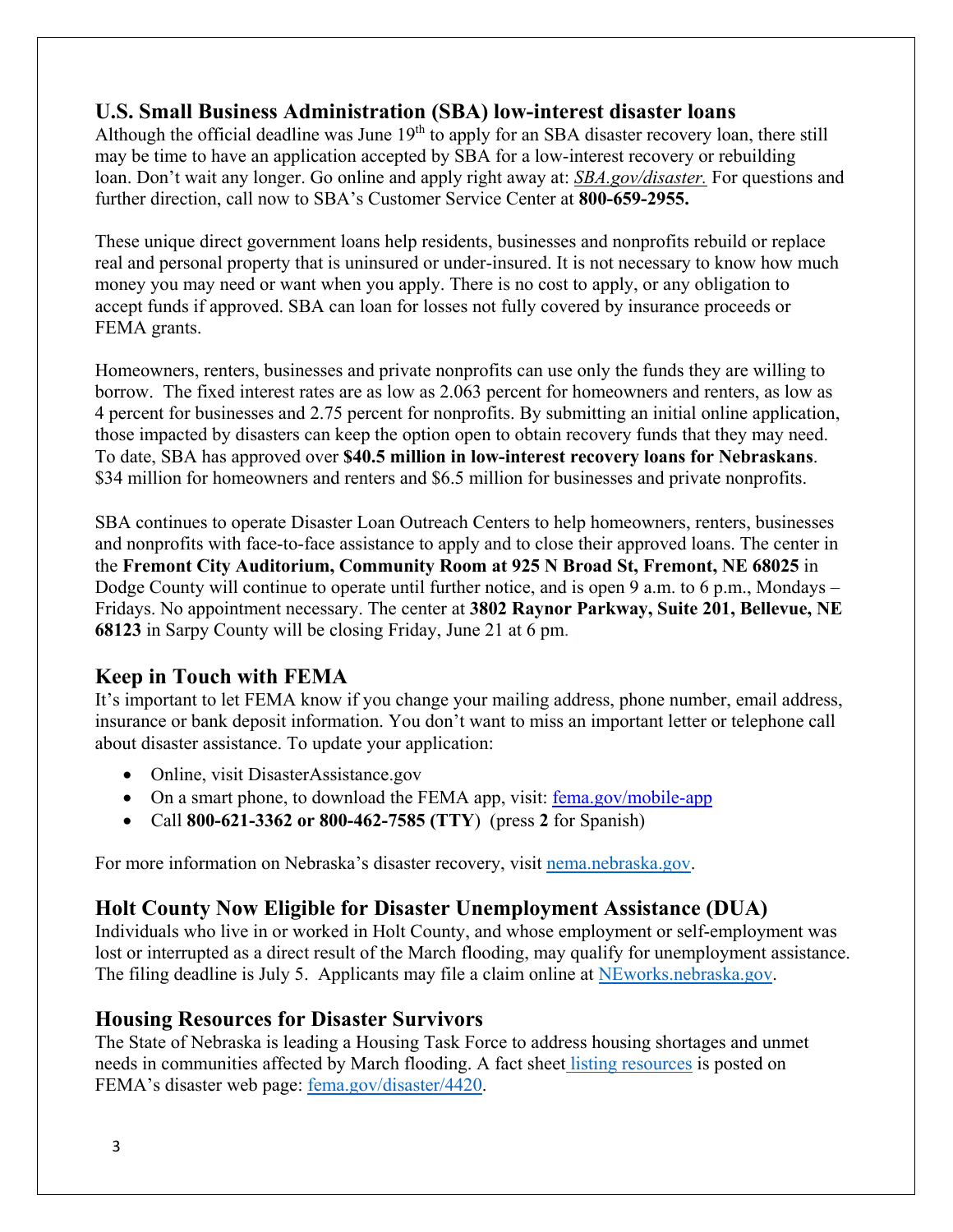## U.S. Small Business Administration (SBA) low-interest disaster loans

Although the official deadline was June 19th to apply for an SBA disaster recovery loan, there still may be time to have an application accepted by SBA for a low-interest recovery or rebuilding loan. Don't wait any longer. Go online and apply right away at: *SBA.gov/disaster.* For questions and further direction, call now to SBA's Customer Service Center at **800-659-2955.**

These unique direct government loans help residents, businesses and nonprofits rebuild or replace real and personal property that is uninsured or under-insured. It is not necessary to know how much money you may need or want when you apply. There is no cost to apply, or any obligation to accept funds if approved. SBA can loan for losses not fully covered by insurance proceeds or FEMA grants.

Homeowners, renters, businesses and private nonprofits can use only the funds they are willing to borrow. The fixed interest rates are as low as 2.063 percent for homeowners and renters, as low as 4 percent for businesses and 2.75 percent for nonprofits. By submitting an initial online application, those impacted by disasters can keep the option open to obtain recovery funds that they may need. To date, SBA has approved over **$40.5 million in low-interest recovery loans for Nebraskans**. $34 million for homeowners and renters and $6.5 million for businesses and private nonprofits.

SBA continues to operate Disaster Loan Outreach Centers to help homeowners, renters, businesses and nonprofits with face-to-face assistance to apply and to close their approved loans. The center in the **Fremont City Auditorium, Community Room at 925 N Broad St, Fremont, NE 68025** in Dodge County will continue to operate until further notice, and is open 9 a.m. to 6 p.m., Mondays – Fridays. No appointment necessary. The center at **3802 Raynor Parkway, Suite 201, Bellevue, NE 68123** in Sarpy County will be closing Friday, June 21 at 6 pm.

## Keep in Touch with FEMA

It's important to let FEMA know if you change your mailing address, phone number, email address, insurance or bank deposit information. You don't want to miss an important letter or telephone call about disaster assistance. To update your application:

- Online, visit DisasterAssistance.gov
- On a smart phone, to download the FEMA app, visit: fema.gov/mobile-app
- Call **800-621-3362 or 800-462-7585 (TTY**) (press **2** for Spanish)

For more information on Nebraska's disaster recovery, visit nema.nebraska.gov.

## Holt County Now Eligible for Disaster Unemployment Assistance (DUA)

Individuals who live in or worked in Holt County, and whose employment or self-employment was lost or interrupted as a direct result of the March flooding, may qualify for unemployment assistance. The filing deadline is July 5. Applicants may file a claim online at NEworks.nebraska.gov.

## Housing Resources for Disaster Survivors

The State of Nebraska is leading a Housing Task Force to address housing shortages and unmet needs in communities affected by March flooding. A fact sheet listing resources is posted on FEMA's disaster web page: fema.gov/disaster/4420.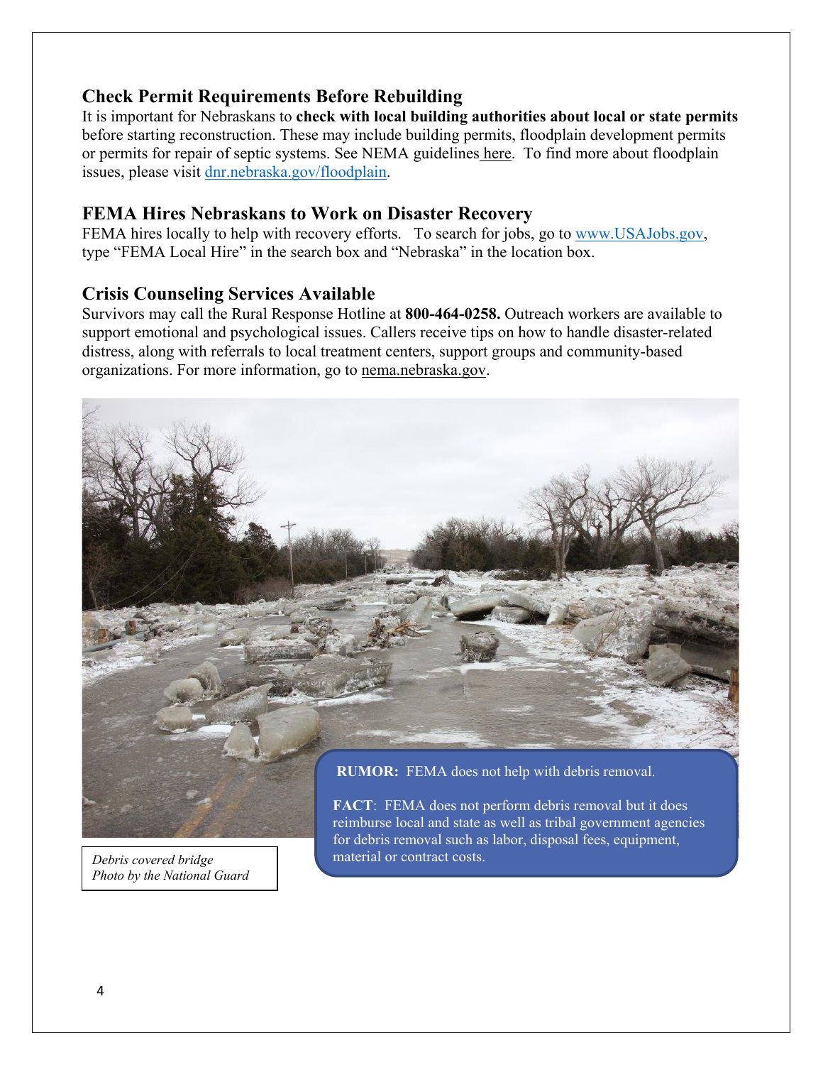## Check Permit Requirements Before Rebuilding

It is important for Nebraskans to **check with local building authorities about local or state permits** before starting reconstruction. These may include building permits, floodplain development permits or permits for repair of septic systems. See NEMA guidelines here. To find more about floodplain issues, please visit dnr.nebraska.gov/floodplain.

## FEMA Hires Nebraskans to Work on Disaster Recovery

FEMA hires locally to help with recovery efforts. To search for jobs, go to www.USAJobs.gov, type "FEMA Local Hire" in the search box and "Nebraska" in the location box.

## Crisis Counseling Services Available

Survivors may call the Rural Response Hotline at **800-464-0258.** Outreach workers are available to support emotional and psychological issues. Callers receive tips on how to handle disaster-related distress, along with referrals to local treatment centers, support groups and community-based organizations. For more information, go to nema.nebraska.gov.

**RUMOR:** FEMA does not help with debris removal.

**FACT**: FEMA does not perform debris removal but it does reimburse local and state as well as tribal government agencies for debris removal such as labor, disposal fees, equipment, material or contract costs.

*Debris covered bridge*
*Photo by the National Guard*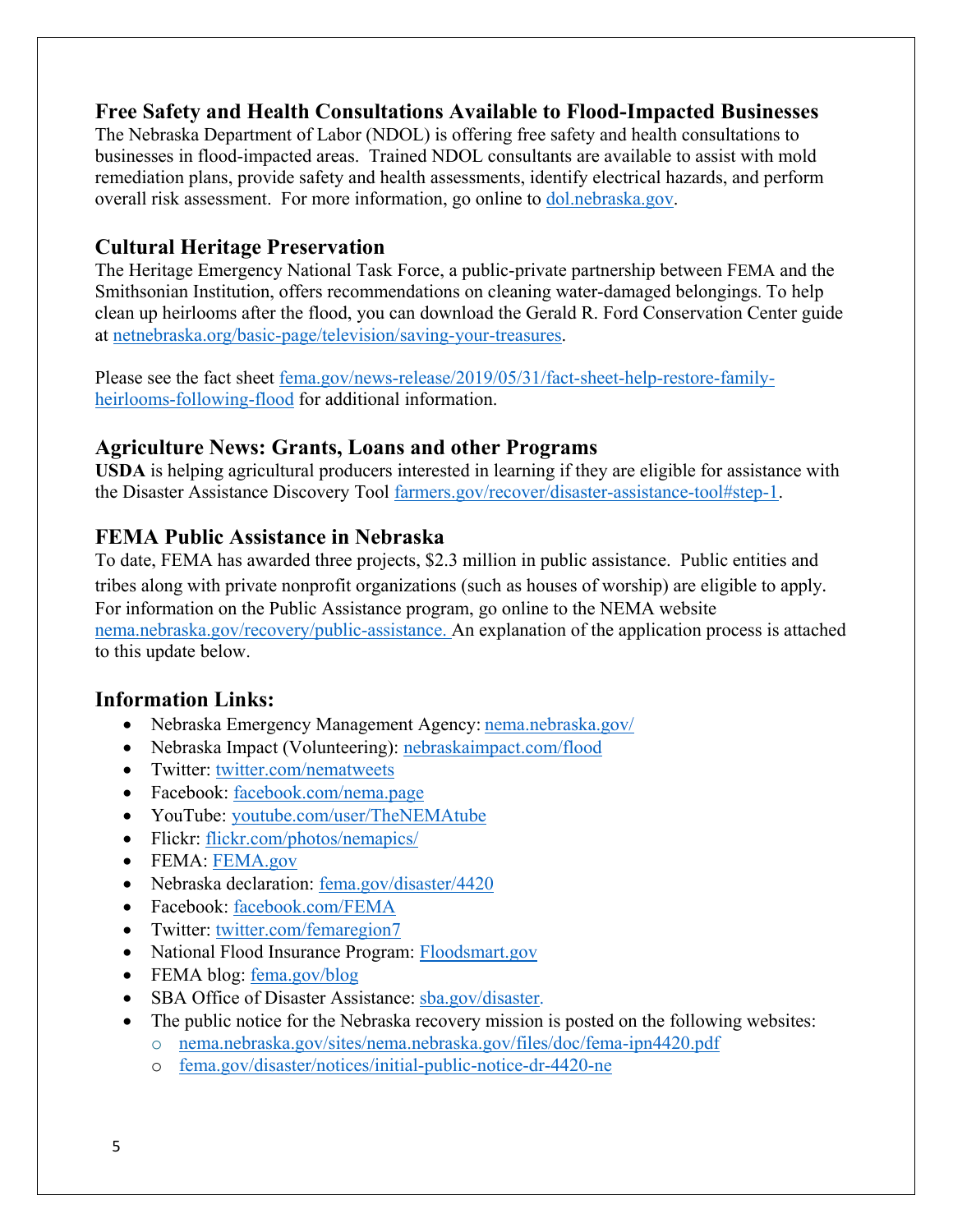## Free Safety and Health Consultations Available to Flood-Impacted Businesses

The Nebraska Department of Labor (NDOL) is offering free safety and health consultations to businesses in flood-impacted areas. Trained NDOL consultants are available to assist with mold remediation plans, provide safety and health assessments, identify electrical hazards, and perform overall risk assessment. For more information, go online to dol.nebraska.gov.

## Cultural Heritage Preservation

The Heritage Emergency National Task Force, a public-private partnership between FEMA and the Smithsonian Institution, offers recommendations on cleaning water-damaged belongings. To help clean up heirlooms after the flood, you can download the Gerald R. Ford Conservation Center guide at netnebraska.org/basic-page/television/saving-your-treasures.

Please see the fact sheet fema.gov/news-release/2019/05/31/fact-sheet-help-restore-family-heirlooms-following-flood for additional information.

## Agriculture News: Grants, Loans and other Programs

**USDA** is helping agricultural producers interested in learning if they are eligible for assistance with the Disaster Assistance Discovery Tool farmers.gov/recover/disaster-assistance-tool#step-1.

## FEMA Public Assistance in Nebraska

To date, FEMA has awarded three projects, $2.3 million in public assistance. Public entities and tribes along with private nonprofit organizations (such as houses of worship) are eligible to apply. For information on the Public Assistance program, go online to the NEMA website nema.nebraska.gov/recovery/public-assistance. An explanation of the application process is attached to this update below.

## Information Links:

- Nebraska Emergency Management Agency: nema.nebraska.gov/
- Nebraska Impact (Volunteering): nebraskaimpact.com/flood
- Twitter: twitter.com/nematweets
- Facebook: facebook.com/nema.page
- YouTube: youtube.com/user/TheNEMAtube
- Flickr: flickr.com/photos/nemapics/
- FEMA: FEMA.gov
- Nebraska declaration: fema.gov/disaster/4420
- Facebook: facebook.com/FEMA
- Twitter: twitter.com/femaregion7
- National Flood Insurance Program: Floodsmart.gov
- FEMA blog: fema.gov/blog
- SBA Office of Disaster Assistance: sba.gov/disaster.
- The public notice for the Nebraska recovery mission is posted on the following websites:
  - nema.nebraska.gov/sites/nema.nebraska.gov/files/doc/fema-ipn4420.pdf
  - fema.gov/disaster/notices/initial-public-notice-dr-4420-ne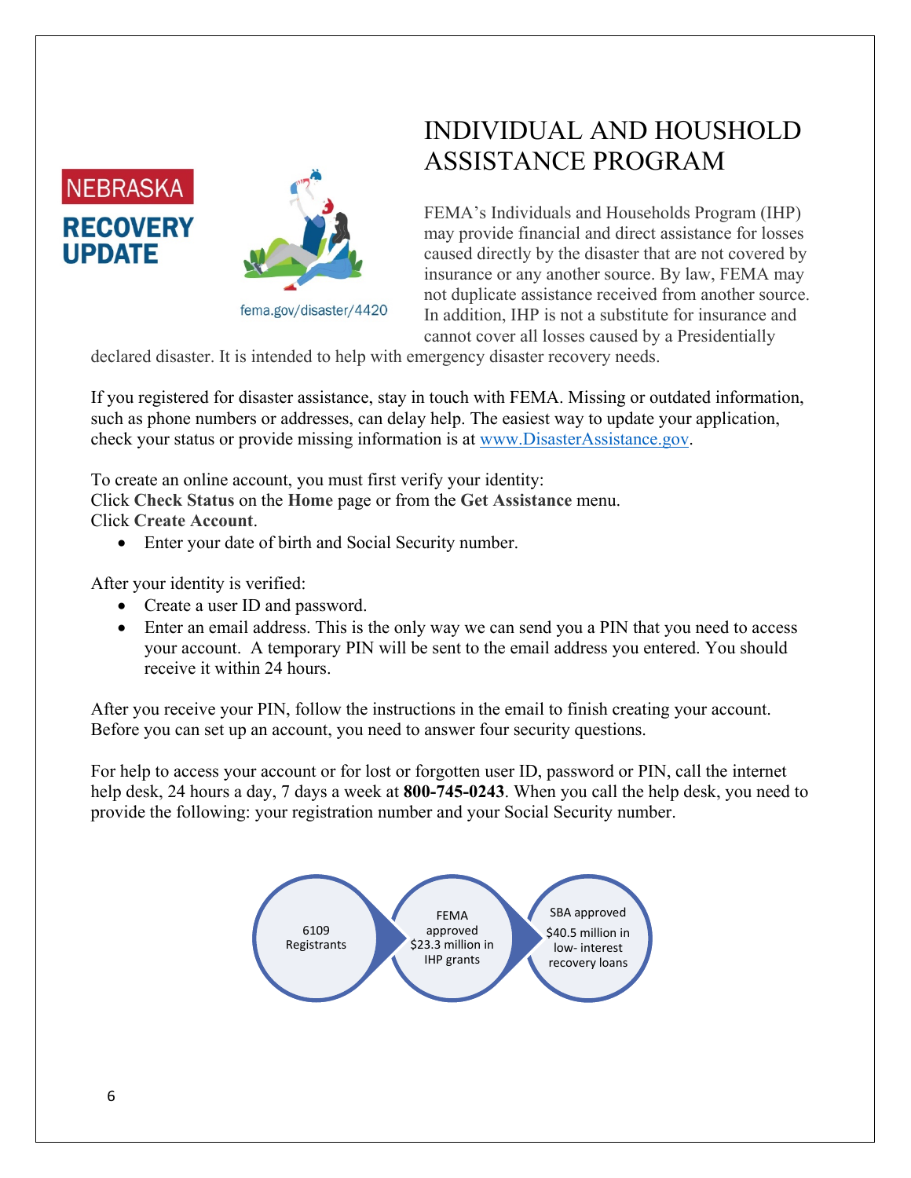NEBRASKA

**RECOVERY UPDATE**

fema.gov/disaster/4420

# INDIVIDUAL AND HOUSHOLD ASSISTANCE PROGRAM

FEMA's Individuals and Households Program (IHP) may provide financial and direct assistance for losses caused directly by the disaster that are not covered by insurance or any another source. By law, FEMA may not duplicate assistance received from another source. In addition, IHP is not a substitute for insurance and cannot cover all losses caused by a Presidentially declared disaster. It is intended to help with emergency disaster recovery needs.

If you registered for disaster assistance, stay in touch with FEMA. Missing or outdated information, such as phone numbers or addresses, can delay help. The easiest way to update your application, check your status or provide missing information is at [www.DisasterAssistance.gov](http://www.DisasterAssistance.gov).

To create an online account, you must first verify your identity:
Click **Check Status** on the **Home** page or from the **Get Assistance** menu.
Click **Create Account**.

- Enter your date of birth and Social Security number.

After your identity is verified:

- Create a user ID and password.
- Enter an email address. This is the only way we can send you a PIN that you need to access your account. A temporary PIN will be sent to the email address you entered. You should receive it within 24 hours.

After you receive your PIN, follow the instructions in the email to finish creating your account. Before you can set up an account, you need to answer four security questions.

For help to access your account or for lost or forgotten user ID, password or PIN, call the internet help desk, 24 hours a day, 7 days a week at **800-745-0243**. When you call the help desk, you need to provide the following: your registration number and your Social Security number.

6109 Registrants

FEMA approved $23.3 million in IHP grants

SBA approved $40.5 million in low- interest recovery loans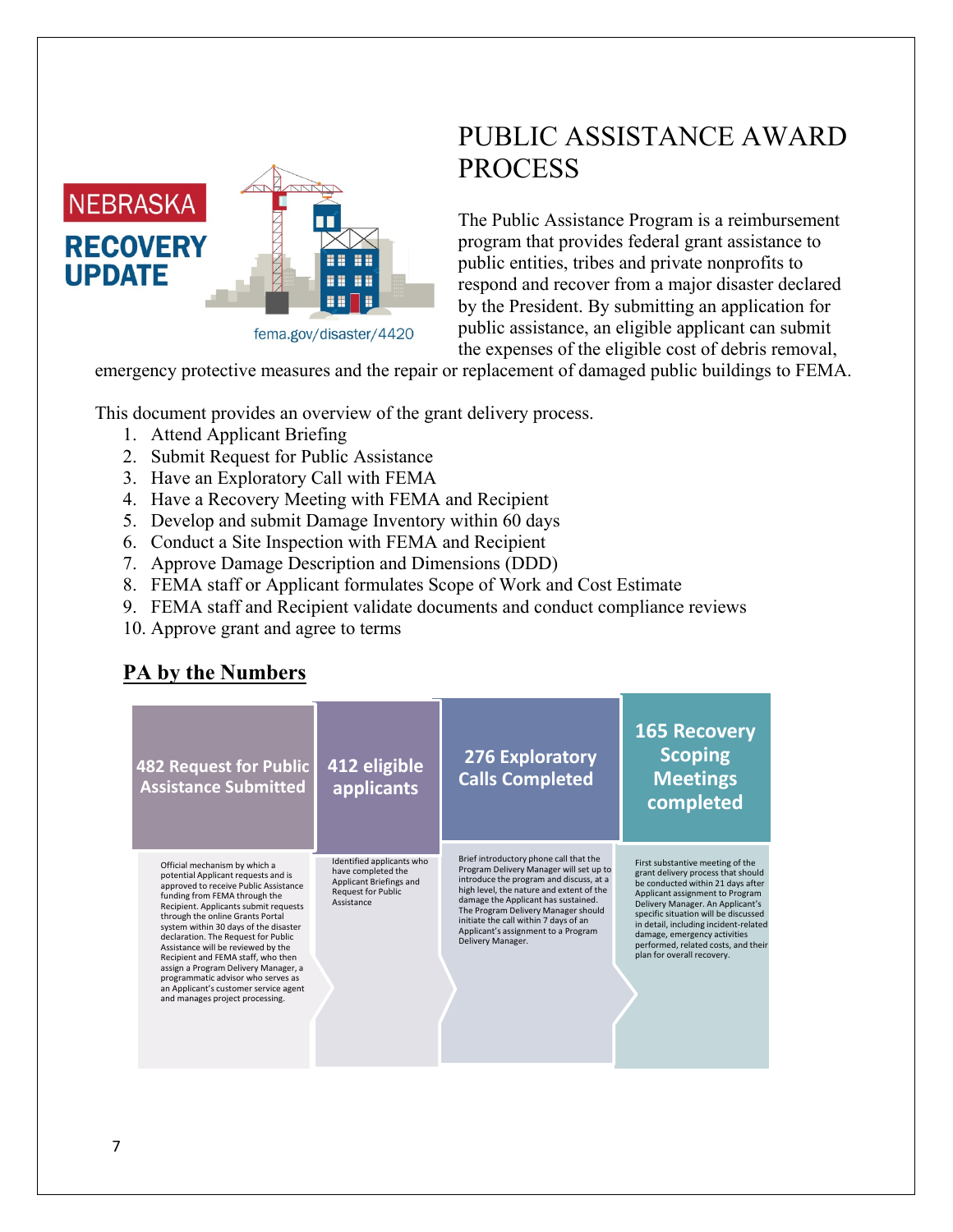NEBRASKA

RECOVERY UPDATE

fema.gov/disaster/4420

# PUBLIC ASSISTANCE AWARD PROCESS

The Public Assistance Program is a reimbursement program that provides federal grant assistance to public entities, tribes and private nonprofits to respond and recover from a major disaster declared by the President. By submitting an application for public assistance, an eligible applicant can submit the expenses of the eligible cost of debris removal, emergency protective measures and the repair or replacement of damaged public buildings to FEMA.

This document provides an overview of the grant delivery process.

1. Attend Applicant Briefing
2. Submit Request for Public Assistance
3. Have an Exploratory Call with FEMA
4. Have a Recovery Meeting with FEMA and Recipient
5. Develop and submit Damage Inventory within 60 days
6. Conduct a Site Inspection with FEMA and Recipient
7. Approve Damage Description and Dimensions (DDD)
8. FEMA staff or Applicant formulates Scope of Work and Cost Estimate
9. FEMA staff and Recipient validate documents and conduct compliance reviews
10. Approve grant and agree to terms

## PA by the Numbers

**482 Request for Public Assistance Submitted**

Official mechanism by which a potential Applicant requests and is approved to receive Public Assistance funding from FEMA through the Recipient. Applicants submit requests through the online Grants Portal system within 30 days of the disaster declaration. The Request for Public Assistance will be reviewed by the Recipient and FEMA staff, who then assign a Program Delivery Manager, a programmatic advisor who serves as an Applicant's customer service agent and manages project processing.

**412 eligible applicants**

Identified applicants who have completed the Applicant Briefings and Request for Public Assistance

**276 Exploratory Calls Completed**

Brief introductory phone call that the Program Delivery Manager will set up to introduce the program and discuss, at a high level, the nature and extent of the damage the Applicant has sustained. The Program Delivery Manager should initiate the call within 7 days of an Applicant's assignment to a Program Delivery Manager.

**165 Recovery Scoping Meetings completed**

First substantive meeting of the grant delivery process that should be conducted within 21 days after Applicant assignment to Program Delivery Manager. An Applicant's specific situation will be discussed in detail, including incident-related damage, emergency activities performed, related costs, and their plan for overall recovery.